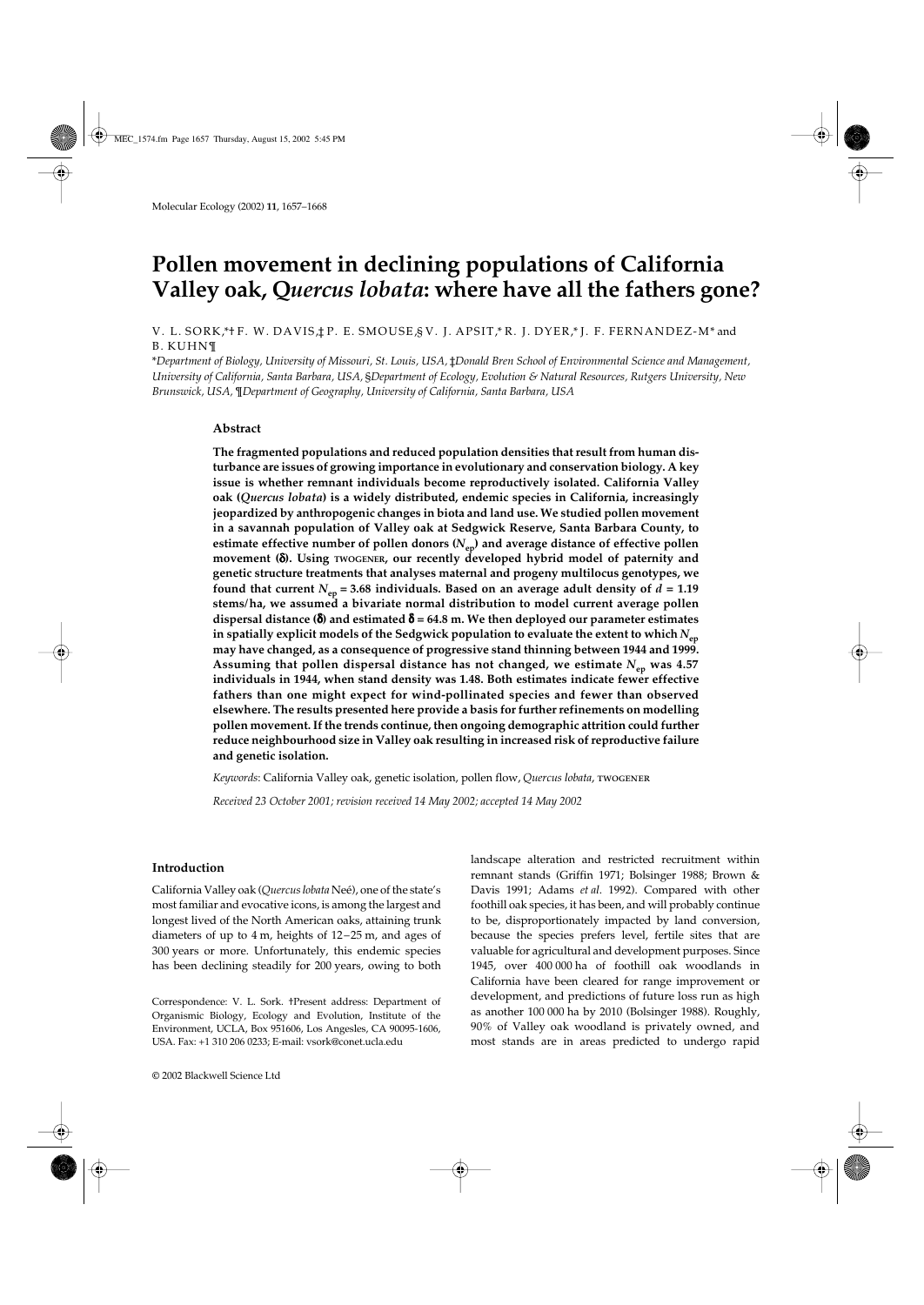# Pollen movement in declining populations of California Valley oak, *Quercus lobata*: where have all the fathers gone?

V. L. SORK,\*† F. W. DAVIS,‡ P. E. SMOUSE,§ V. J. APSIT,\* R. J. DYER,\* J. F. FERNANDEZ-M\* and B. KUHN¶

\*Department of Biology, University of Missouri, St. Louis, USA, ‡Donald Bren School of Environmental Science and Management, University of California, Santa Barbara, USA, §Department of Ecology, Evolution & Natural Resources, Rutgers University, New Brunswick, USA, ¶Department of Geography, University of California, Santa Barbara, USA

## Abstract

**The fragmented populations and reduced population densities that result from human disturbance are issues of growing importance in evolutionary and conservation biology. A key issue is whether remnant individuals become reproductively isolated. California Valley oak (*Quercus lobata*) is a widely distributed, endemic species in California, increasingly jeopardized by anthropogenic changes in biota and land use. We studied pollen movement in a savannah population of Valley oak at Sedgwick Reserve, Santa Barbara County, to estimate effective number of pollen donors ($N_{ep}$) and average distance of effective pollen movement ($\delta$). Using TWOGENER, our recently developed hybrid model of paternity and genetic structure treatments that analyses maternal and progeny multilocus genotypes, we found that current $N_{ep} = 3.68$ individuals. Based on an average adult density of $d = 1.19$ stems/ha, we assumed a bivariate normal distribution to model current average pollen dispersal distance ($\delta$) and estimated $\delta = 64.8$ m. We then deployed our parameter estimates in spatially explicit models of the Sedgwick population to evaluate the extent to which $N_{ep}$ may have changed, as a consequence of progressive stand thinning between 1944 and 1999. Assuming that pollen dispersal distance has not changed, we estimate $N_{ep}$ was 4.57 individuals in 1944, when stand density was 1.48. Both estimates indicate fewer effective fathers than one might expect for wind-pollinated species and fewer than observed elsewhere. The results presented here provide a basis for further refinements on modelling pollen movement. If the trends continue, then ongoing demographic attrition could further reduce neighbourhood size in Valley oak resulting in increased risk of reproductive failure and genetic isolation.**

*Keywords*: California Valley oak, genetic isolation, pollen flow, *Quercus lobata*, TWOGENER

*Received 23 October 2001; revision received 14 May 2002; accepted 14 May 2002*

## Introduction

California Valley oak (*Quercus lobata* Neé), one of the state's most familiar and evocative icons, is among the largest and longest lived of the North American oaks, attaining trunk diameters of up to 4 m, heights of 12–25 m, and ages of 300 years or more. Unfortunately, this endemic species has been declining steadily for 200 years, owing to both landscape alteration and restricted recruitment within remnant stands (Griffin 1971; Bolsinger 1988; Brown & Davis 1991; Adams *et al.* 1992). Compared with other foothill oak species, it has been, and will probably continue to be, disproportionately impacted by land conversion, because the species prefers level, fertile sites that are valuable for agricultural and development purposes. Since 1945, over 400 000 ha of foothill oak woodlands in California have been cleared for range improvement or development, and predictions of future loss run as high as another 100 000 ha by 2010 (Bolsinger 1988). Roughly, 90% of Valley oak woodland is privately owned, and most stands are in areas predicted to undergo rapid

Correspondence: V. L. Sork. †Present address: Department of Organismic Biology, Ecology and Evolution, Institute of the Environment, UCLA, Box 951606, Los Angeles, CA 90095-1606, USA. Fax: +1 310 206 0233; E-mail: vsork@conet.ucla.edu

© 2002 Blackwell Science Ltd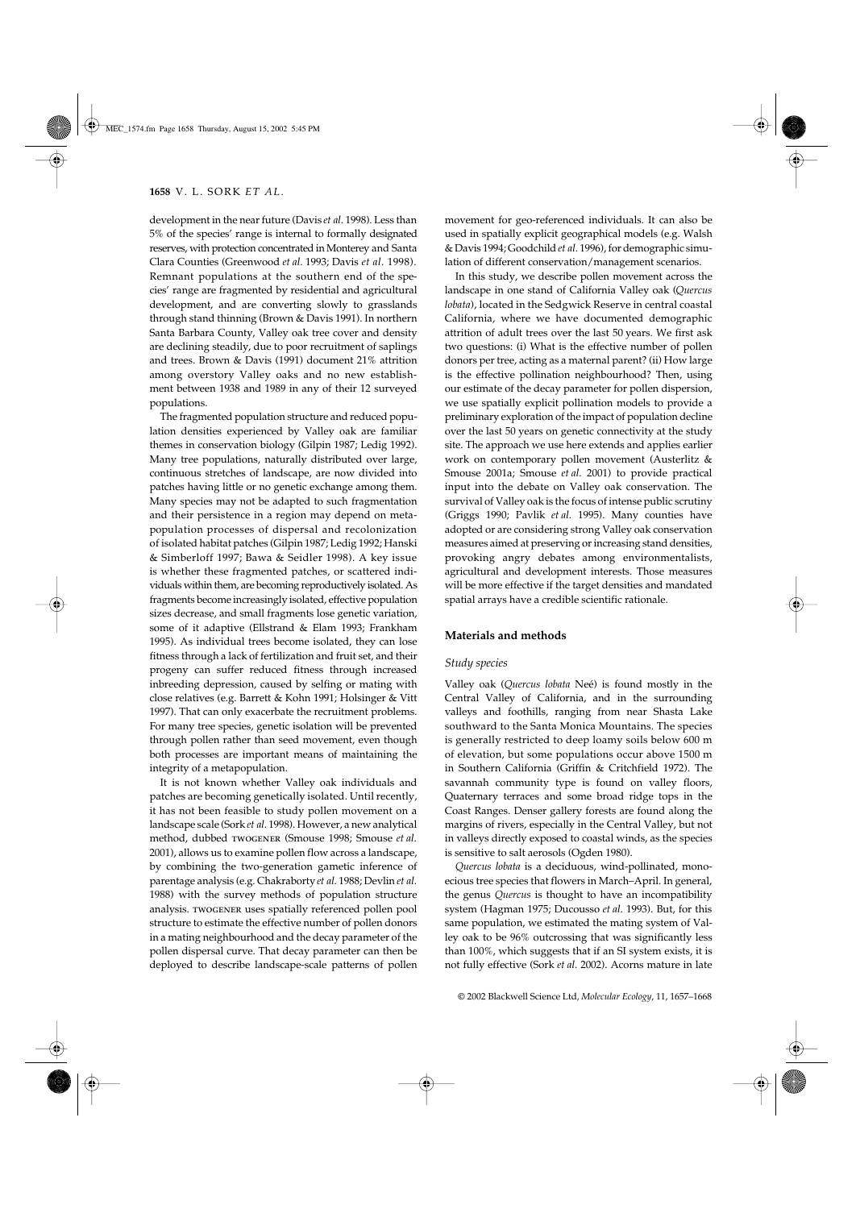development in the near future (Davis *et al*. 1998). Less than 5% of the species' range is internal to formally designated reserves, with protection concentrated in Monterey and Santa Clara Counties (Greenwood *et al*. 1993; Davis *et al*. 1998). Remnant populations at the southern end of the species' range are fragmented by residential and agricultural development, and are converting slowly to grasslands through stand thinning (Brown & Davis 1991). In northern Santa Barbara County, Valley oak tree cover and density are declining steadily, due to poor recruitment of saplings and trees. Brown & Davis (1991) document 21% attrition among overstory Valley oaks and no new establishment between 1938 and 1989 in any of their 12 surveyed populations.

The fragmented population structure and reduced population densities experienced by Valley oak are familiar themes in conservation biology (Gilpin 1987; Ledig 1992). Many tree populations, naturally distributed over large, continuous stretches of landscape, are now divided into patches having little or no genetic exchange among them. Many species may not be adapted to such fragmentation and their persistence in a region may depend on metapopulation processes of dispersal and recolonization of isolated habitat patches (Gilpin 1987; Ledig 1992; Hanski & Simberloff 1997; Bawa & Seidler 1998). A key issue is whether these fragmented patches, or scattered individuals within them, are becoming reproductively isolated. As fragments become increasingly isolated, effective population sizes decrease, and small fragments lose genetic variation, some of it adaptive (Ellstrand & Elam 1993; Frankham 1995). As individual trees become isolated, they can lose fitness through a lack of fertilization and fruit set, and their progeny can suffer reduced fitness through increased inbreeding depression, caused by selfing or mating with close relatives (e.g. Barrett & Kohn 1991; Holsinger & Vitt 1997). That can only exacerbate the recruitment problems. For many tree species, genetic isolation will be prevented through pollen rather than seed movement, even though both processes are important means of maintaining the integrity of a metapopulation.

It is not known whether Valley oak individuals and patches are becoming genetically isolated. Until recently, it has not been feasible to study pollen movement on a landscape scale (Sork *et al*. 1998). However, a new analytical method, dubbed TWOGENER (Smouse 1998; Smouse *et al*. 2001), allows us to examine pollen flow across a landscape, by combining the two-generation gametic inference of parentage analysis (e.g. Chakraborty *et al*. 1988; Devlin *et al*. 1988) with the survey methods of population structure analysis. TWOGENER uses spatially referenced pollen pool structure to estimate the effective number of pollen donors in a mating neighbourhood and the decay parameter of the pollen dispersal curve. That decay parameter can then be deployed to describe landscape-scale patterns of pollen movement for geo-referenced individuals. It can also be used in spatially explicit geographical models (e.g. Walsh & Davis 1994; Goodchild *et al*. 1996), for demographic simulation of different conservation/management scenarios.

In this study, we describe pollen movement across the landscape in one stand of California Valley oak (*Quercus lobata*), located in the Sedgwick Reserve in central coastal California, where we have documented demographic attrition of adult trees over the last 50 years. We first ask two questions: (i) What is the effective number of pollen donors per tree, acting as a maternal parent? (ii) How large is the effective pollination neighbourhood? Then, using our estimate of the decay parameter for pollen dispersion, we use spatially explicit pollination models to provide a preliminary exploration of the impact of population decline over the last 50 years on genetic connectivity at the study site. The approach we use here extends and applies earlier work on contemporary pollen movement (Austerlitz & Smouse 2001a; Smouse *et al*. 2001) to provide practical input into the debate on Valley oak conservation. The survival of Valley oak is the focus of intense public scrutiny (Griggs 1990; Pavlik *et al*. 1995). Many counties have adopted or are considering strong Valley oak conservation measures aimed at preserving or increasing stand densities, provoking angry debates among environmentalists, agricultural and development interests. Those measures will be more effective if the target densities and mandated spatial arrays have a credible scientific rationale.

## Materials and methods

### Study species

Valley oak (*Quercus lobata* Neé) is found mostly in the Central Valley of California, and in the surrounding valleys and foothills, ranging from near Shasta Lake southward to the Santa Monica Mountains. The species is generally restricted to deep loamy soils below 600 m of elevation, but some populations occur above 1500 m in Southern California (Griffin & Critchfield 1972). The savannah community type is found on valley floors, Quaternary terraces and some broad ridge tops in the Coast Ranges. Denser gallery forests are found along the margins of rivers, especially in the Central Valley, but not in valleys directly exposed to coastal winds, as the species is sensitive to salt aerosols (Ogden 1980).

*Quercus lobata* is a deciduous, wind-pollinated, monoecious tree species that flowers in March–April. In general, the genus *Quercus* is thought to have an incompatibility system (Hagman 1975; Ducousso *et al*. 1993). But, for this same population, we estimated the mating system of Valley oak to be 96% outcrossing that was significantly less than 100%, which suggests that if an SI system exists, it is not fully effective (Sork *et al*. 2002). Acorns mature in late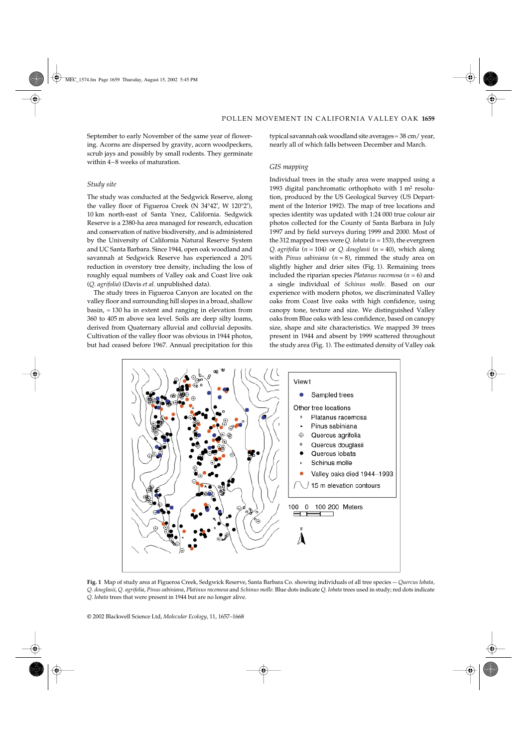September to early November of the same year of flowering. Acorns are dispersed by gravity, acorn woodpeckers, scrub jays and possibly by small rodents. They germinate within 4–8 weeks of maturation.

### *Study site*

The study was conducted at the Sedgwick Reserve, along the valley floor of Figueroa Creek (N 34°42′, W 120°2′), 10 km north-east of Santa Ynez, California. Sedgwick Reserve is a 2380-ha area managed for research, education and conservation of native biodiversity, and is administered by the University of California Natural Reserve System and UC Santa Barbara. Since 1944, open oak woodland and savannah at Sedgwick Reserve has experienced a 20% reduction in overstory tree density, including the loss of roughly equal numbers of Valley oak and Coast live oak (*Q. agrifolia*) (Davis *et al.* unpublished data).

The study trees in Figueroa Canyon are located on the valley floor and surrounding hill slopes in a broad, shallow basin, ≈ 130 ha in extent and ranging in elevation from 360 to 405 m above sea level. Soils are deep silty loams, derived from Quaternary alluvial and colluvial deposits. Cultivation of the valley floor was obvious in 1944 photos, but had ceased before 1967. Annual precipitation for this typical savannah oak woodland site averages ≈ 38 cm/year, nearly all of which falls between December and March.

### *GIS mapping*

Individual trees in the study area were mapped using a 1993 digital panchromatic orthophoto with 1 m$^2$ resolution, produced by the US Geological Survey (US Department of the Interior 1992). The map of tree locations and species identity was updated with 1:24 000 true colour air photos collected for the County of Santa Barbara in July 1997 and by field surveys during 1999 and 2000. Most of the 312 mapped trees were *Q. lobata* ($n$ = 153), the evergreen *Q. agrifolia* ($n$ = 104) or *Q. douglasii* ($n$ = 40), which along with *Pinus sabiniana* ($n$ = 8), rimmed the study area on slightly higher and drier sites (Fig. 1). Remaining trees included the riparian species *Platanus racemosa* ($n$ = 6) and a single individual of *Schinus molle*. Based on our experience with modern photos, we discriminated Valley oaks from Coast live oaks with high confidence, using canopy tone, texture and size. We distinguished Valley oaks from Blue oaks with less confidence, based on canopy size, shape and site characteristics. We mapped 39 trees present in 1944 and absent by 1999 scattered throughout the study area (Fig. 1). The estimated density of Valley oak

**Fig. 1** Map of study area at Figueroa Creek, Sedgwick Reserve, Santa Barbara Co. showing individuals of all tree species — *Quercus lobata*, *Q. douglasii*, *Q. agrifolia*, *Pinus sabiniana*, *Platinus racemosa* and *Schinus molle*. Blue dots indicate *Q. lobata* trees used in study; red dots indicate *Q. lobata* trees that were present in 1944 but are no longer alive.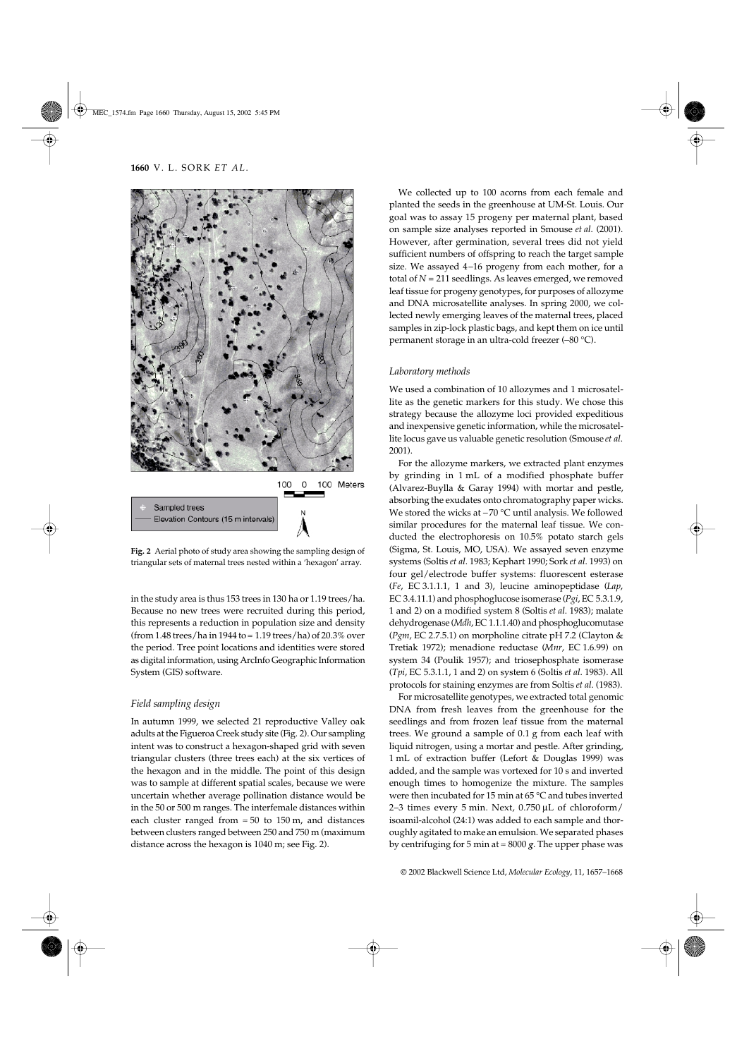Fig. 2 Aerial photo of study area showing the sampling design of triangular sets of maternal trees nested within a 'hexagon' array.

in the study area is thus 153 trees in 130 ha or 1.19 trees/ha. Because no new trees were recruited during this period, this represents a reduction in population size and density (from 1.48 trees/ha in 1944 to = 1.19 trees/ha) of 20.3% over the period. Tree point locations and identities were stored as digital information, using ArcInfo Geographic Information System (GIS) software.

### Field sampling design

In autumn 1999, we selected 21 reproductive Valley oak adults at the Figueroa Creek study site (Fig. 2). Our sampling intent was to construct a hexagon-shaped grid with seven triangular clusters (three trees each) at the six vertices of the hexagon and in the middle. The point of this design was to sample at different spatial scales, because we were uncertain whether average pollination distance would be in the 50 or 500 m ranges. The interfemale distances within each cluster ranged from ≈ 50 to 150 m, and distances between clusters ranged between 250 and 750 m (maximum distance across the hexagon is 1040 m; see Fig. 2).

We collected up to 100 acorns from each female and planted the seeds in the greenhouse at UM-St. Louis. Our goal was to assay 15 progeny per maternal plant, based on sample size analyses reported in Smouse *et al*. (2001). However, after germination, several trees did not yield sufficient numbers of offspring to reach the target sample size. We assayed 4–16 progeny from each mother, for a total of $N = 211$ seedlings. As leaves emerged, we removed leaf tissue for progeny genotypes, for purposes of allozyme and DNA microsatellite analyses. In spring 2000, we collected newly emerging leaves of the maternal trees, placed samples in zip-lock plastic bags, and kept them on ice until permanent storage in an ultra-cold freezer (–80 °C).

### Laboratory methods

We used a combination of 10 allozymes and 1 microsatellite as the genetic markers for this study. We chose this strategy because the allozyme loci provided expeditious and inexpensive genetic information, while the microsatellite locus gave us valuable genetic resolution (Smouse *et al*. 2001).

For the allozyme markers, we extracted plant enzymes by grinding in 1 mL of a modified phosphate buffer (Alvarez-Buylla & Garay 1994) with mortar and pestle, absorbing the exudates onto chromatography paper wicks. We stored the wicks at −70 °C until analysis. We followed similar procedures for the maternal leaf tissue. We conducted the electrophoresis on 10.5% potato starch gels (Sigma, St. Louis, MO, USA). We assayed seven enzyme systems (Soltis *et al*. 1983; Kephart 1990; Sork *et al*. 1993) on four gel/electrode buffer systems: fluorescent esterase (*Fe*, EC 3.1.1.1, 1 and 3), leucine aminopeptidase (*Lap*, EC 3.4.11.1) and phosphoglucose isomerase (*Pgi*, EC 5.3.1.9, 1 and 2) on a modified system 8 (Soltis *et al*. 1983); malate dehydrogenase (*Mdh*, EC 1.1.1.40) and phosphoglucomutase (*Pgm*, EC 2.7.5.1) on morpholine citrate pH 7.2 (Clayton & Tretiak 1972); menadione reductase (*Mnr*, EC 1.6.99) on system 34 (Poulik 1957); and triosephosphate isomerase (*Tpi*, EC 5.3.1.1, 1 and 2) on system 6 (Soltis *et al*. 1983). All protocols for staining enzymes are from Soltis *et al*. (1983).

For microsatellite genotypes, we extracted total genomic DNA from fresh leaves from the greenhouse for the seedlings and from frozen leaf tissue from the maternal trees. We ground a sample of 0.1 g from each leaf with liquid nitrogen, using a mortar and pestle. After grinding, 1 mL of extraction buffer (Lefort & Douglas 1999) was added, and the sample was vortexed for 10 s and inverted enough times to homogenize the mixture. The samples were then incubated for 15 min at 65 °C and tubes inverted 2–3 times every 5 min. Next, 0.750 μL of chloroform/isoamil-alcohol (24:1) was added to each sample and thoroughly agitated to make an emulsion. We separated phases by centrifuging for 5 min at ≈ 8000 *g*. The upper phase was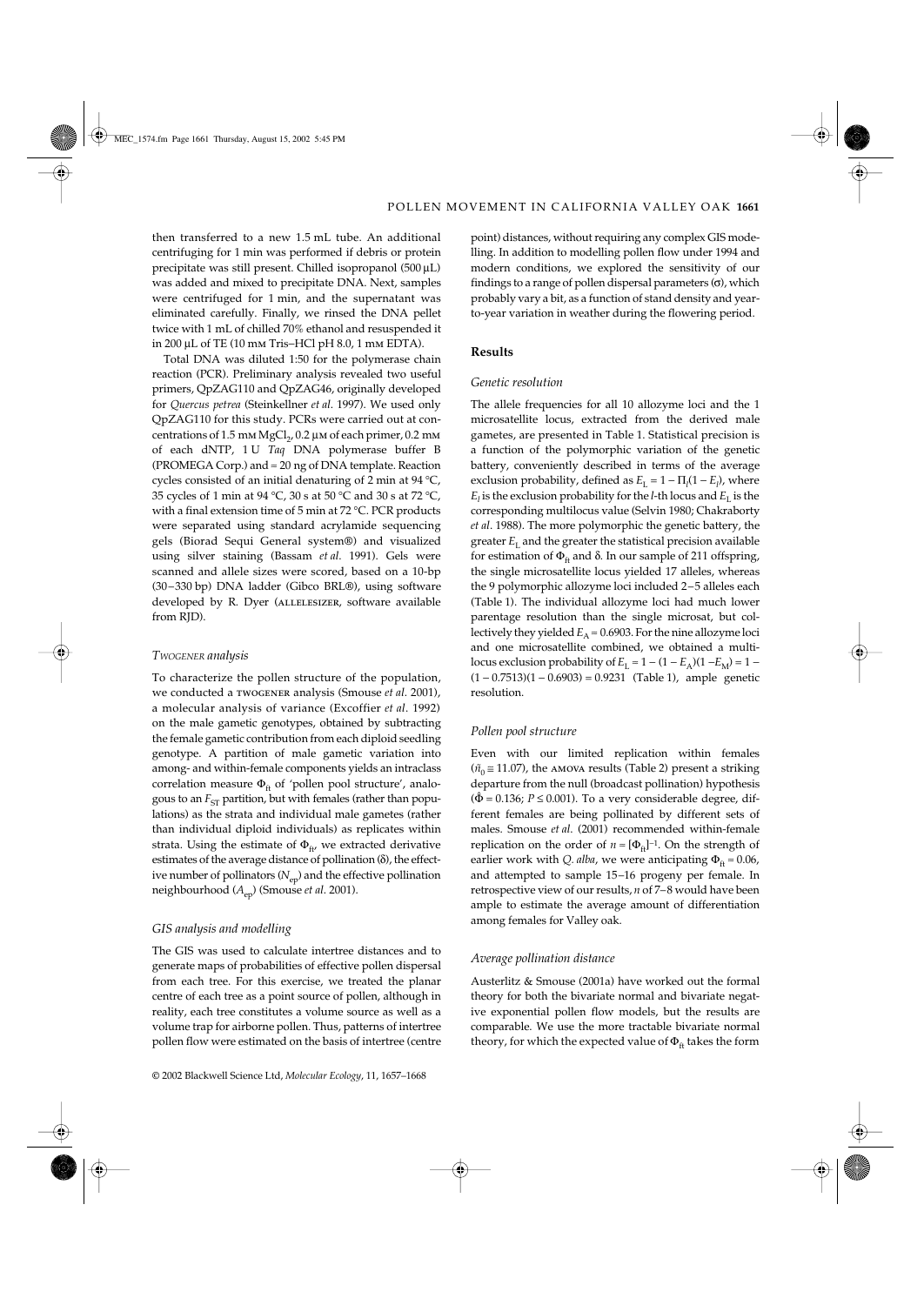then transferred to a new 1.5 mL tube. An additional centrifuging for 1 min was performed if debris or protein precipitate was still present. Chilled isopropanol (500 μL) was added and mixed to precipitate DNA. Next, samples were centrifuged for 1 min, and the supernatant was eliminated carefully. Finally, we rinsed the DNA pellet twice with 1 mL of chilled 70% ethanol and resuspended it in 200 μL of TE (10 mm Tris–HCl pH 8.0, 1 mm EDTA).

Total DNA was diluted 1:50 for the polymerase chain reaction (PCR). Preliminary analysis revealed two useful primers, QpZAG110 and QpZAG46, originally developed for *Quercus petrea* (Steinkellner *et al*. 1997). We used only QpZAG110 for this study. PCRs were carried out at concentrations of 1.5 mm $MgCl_2$, 0.2 μm of each primer, 0.2 mm of each dNTP, 1 U *Taq* DNA polymerase buffer B (PROMEGA Corp.) and ≈ 20 ng of DNA template. Reaction cycles consisted of an initial denaturing of 2 min at 94 °C, 35 cycles of 1 min at 94 °C, 30 s at 50 °C and 30 s at 72 °C, with a final extension time of 5 min at 72 °C. PCR products were separated using standard acrylamide sequencing gels (Biorad Sequi General system®) and visualized using silver staining (Bassam *et al*. 1991). Gels were scanned and allele sizes were scored, based on a 10-bp (30–330 bp) DNA ladder (Gibco BRL®), using software developed by R. Dyer (ALLELESIZER, software available from RJD).

### *TWOGENER analysis*

To characterize the pollen structure of the population, we conducted a TWOGENER analysis (Smouse *et al*. 2001), a molecular analysis of variance (Excoffier *et al*. 1992) on the male gametic genotypes, obtained by subtracting the female gametic contribution from each diploid seedling genotype. A partition of male gametic variation into among- and within-female components yields an intraclass correlation measure $\Phi_{ft}$ of 'pollen pool structure', analogous to an $F_{ST}$ partition, but with females (rather than populations) as the strata and individual male gametes (rather than individual diploid individuals) as replicates within strata. Using the estimate of $\Phi_{ft}$, we extracted derivative estimates of the average distance of pollination (δ), the effective number of pollinators ($N_{ep}$) and the effective pollination neighbourhood ($A_{ep}$) (Smouse *et al*. 2001).

### *GIS analysis and modelling*

The GIS was used to calculate intertree distances and to generate maps of probabilities of effective pollen dispersal from each tree. For this exercise, we treated the planar centre of each tree as a point source of pollen, although in reality, each tree constitutes a volume source as well as a volume trap for airborne pollen. Thus, patterns of intertree pollen flow were estimated on the basis of intertree (centre point) distances, without requiring any complex GIS modelling. In addition to modelling pollen flow under 1994 and modern conditions, we explored the sensitivity of our findings to a range of pollen dispersal parameters (σ), which probably vary a bit, as a function of stand density and year-to-year variation in weather during the flowering period.

## Results

### *Genetic resolution*

The allele frequencies for all 10 allozyme loci and the 1 microsatellite locus, extracted from the derived male gametes, are presented in Table 1. Statistical precision is a function of the polymorphic variation of the genetic battery, conveniently described in terms of the average exclusion probability, defined as $E_L = 1 - \Pi_l(1 - E_l)$, where $E_l$ is the exclusion probability for the $l$-th locus and $E_L$ is the corresponding multilocus value (Selvin 1980; Chakraborty *et al*. 1988). The more polymorphic the genetic battery, the greater $E_L$ and the greater the statistical precision available for estimation of $\Phi_{ft}$ and δ. In our sample of 211 offspring, the single microsatellite locus yielded 17 alleles, whereas the 9 polymorphic allozyme loci included 2–5 alleles each (Table 1). The individual allozyme loci had much lower parentage resolution than the single microsat, but collectively they yielded $E_A = 0.6903$. For the nine allozyme loci and one microsatellite combined, we obtained a multilocus exclusion probability of $E_L = 1 - (1 - E_A)(1 - E_M) = 1 - (1 - 0.7513)(1 - 0.6903) = 0.9231$ (Table 1), ample genetic resolution.

### *Pollen pool structure*

Even with our limited replication within females ($\tilde{n}_0 \equiv 11.07$), the AMOVA results (Table 2) present a striking departure from the null (broadcast pollination) hypothesis ($\hat{\Phi} = 0.136$; $P \leq 0.001$). To a very considerable degree, different females are being pollinated by different sets of males. Smouse *et al*. (2001) recommended within-female replication on the order of $n = [\Phi_{ft}]^{-1}$. On the strength of earlier work with *Q. alba*, we were anticipating $\Phi_{ft} = 0.06$, and attempted to sample 15–16 progeny per female. In retrospective view of our results, $n$ of 7–8 would have been ample to estimate the average amount of differentiation among females for Valley oak.

### *Average pollination distance*

Austerlitz & Smouse (2001a) have worked out the formal theory for both the bivariate normal and bivariate negative exponential pollen flow models, but the results are comparable. We use the more tractable bivariate normal theory, for which the expected value of $\Phi_{ft}$ takes the form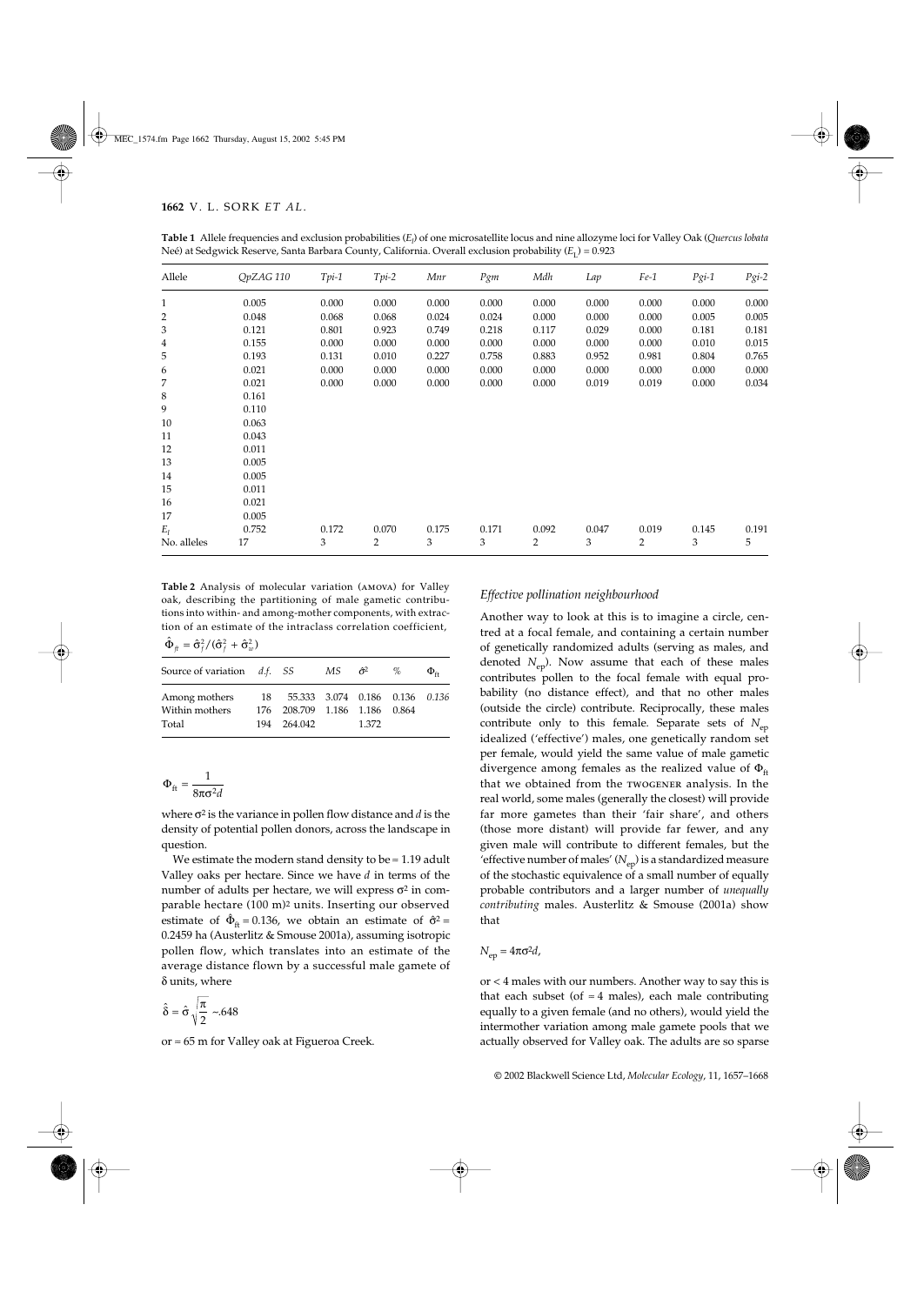**Table 1** Allele frequencies and exclusion probabilities ($E_l$) of one microsatellite locus and nine allozyme loci for Valley Oak (*Quercus lobata* Neé) at Sedgwick Reserve, Santa Barbara County, California. Overall exclusion probability ($E_L$) = 0.923

| Allele | *QpZAG 110* | *Tpi-1* | *Tpi-2* | *Mnr* | *Pgm* | *Mdh* | *Lap* | *Fe-1* | *Pgi-1* | *Pgi-2* |
|---|---|---|---|---|---|---|---|---|---|---|
| 1 | 0.005 | 0.000 | 0.000 | 0.000 | 0.000 | 0.000 | 0.000 | 0.000 | 0.000 | 0.000 |
| 2 | 0.048 | 0.068 | 0.068 | 0.024 | 0.024 | 0.000 | 0.000 | 0.000 | 0.005 | 0.005 |
| 3 | 0.121 | 0.801 | 0.923 | 0.749 | 0.218 | 0.117 | 0.029 | 0.000 | 0.181 | 0.181 |
| 4 | 0.155 | 0.000 | 0.000 | 0.000 | 0.000 | 0.000 | 0.000 | 0.000 | 0.010 | 0.015 |
| 5 | 0.193 | 0.131 | 0.010 | 0.227 | 0.758 | 0.883 | 0.952 | 0.981 | 0.804 | 0.765 |
| 6 | 0.021 | 0.000 | 0.000 | 0.000 | 0.000 | 0.000 | 0.000 | 0.000 | 0.000 | 0.000 |
| 7 | 0.021 | 0.000 | 0.000 | 0.000 | 0.000 | 0.000 | 0.019 | 0.019 | 0.000 | 0.034 |
| 8 | 0.161 | | | | | | | | | |
| 9 | 0.110 | | | | | | | | | |
| 10 | 0.063 | | | | | | | | | |
| 11 | 0.043 | | | | | | | | | |
| 12 | 0.011 | | | | | | | | | |
| 13 | 0.005 | | | | | | | | | |
| 14 | 0.005 | | | | | | | | | |
| 15 | 0.011 | | | | | | | | | |
| 16 | 0.021 | | | | | | | | | |
| 17 | 0.005 | | | | | | | | | |
| $E_l$ | 0.752 | 0.172 | 0.070 | 0.175 | 0.171 | 0.092 | 0.047 | 0.019 | 0.145 | 0.191 |
| No. alleles | 17 | 3 | 2 | 3 | 3 | 2 | 3 | 2 | 3 | 5 |

**Table 2** Analysis of molecular variation (AMOVA) for Valley oak, describing the partitioning of male gametic contributions into within- and among-mother components, with extraction of an estimate of the intraclass correlation coefficient, $\hat{\Phi}_{ft} = \hat{\sigma}_f^2/(\hat{\sigma}_f^2 + \hat{\sigma}_w^2)$

| Source of variation | d.f. | SS | MS | $\hat{\sigma}^2$ | % | $\Phi_{ft}$ |
|---|---|---|---|---|---|---|
| Among mothers | 18 | 55.333 | 3.074 | 0.186 | 0.136 | *0.136* |
| Within mothers | 176 | 208.709 | 1.186 | 1.186 | 0.864 | |
| Total | 194 | 264.042 | | 1.372 | | |

$$\Phi_{ft} = \frac{1}{8\pi\sigma^2 d}$$

where $\sigma^2$ is the variance in pollen flow distance and $d$ is the density of potential pollen donors, across the landscape in question.

We estimate the modern stand density to be ≈ 1.19 adult Valley oaks per hectare. Since we have $d$ in terms of the number of adults per hectare, we will express $\sigma^2$ in comparable hectare $(100\ \text{m})^2$ units. Inserting our observed estimate of $\hat{\Phi}_{ft} = 0.136$, we obtain an estimate of $\hat{\sigma}^2 = 0.2459$ ha (Austerlitz & Smouse 2001a), assuming isotropic pollen flow, which translates into an estimate of the average distance flown by a successful male gamete of $\delta$ units, where

$$\hat{\delta} = \hat{\sigma}\sqrt{\frac{\pi}{2}} \sim .648$$

or ≈ 65 m for Valley oak at Figueroa Creek.

## Effective pollination neighbourhood

Another way to look at this is to imagine a circle, centred at a focal female, and containing a certain number of genetically randomized adults (serving as males, and denoted $N_{ep}$). Now assume that each of these males contributes pollen to the focal female with equal probability (no distance effect), and that no other males (outside the circle) contribute. Reciprocally, these males contribute only to this female. Separate sets of $N_{ep}$ idealized ('effective') males, one genetically random set per female, would yield the same value of male gametic divergence among females as the realized value of $\Phi_{ft}$ that we obtained from the TWOGENER analysis. In the real world, some males (generally the closest) will provide far more gametes than their 'fair share', and others (those more distant) will provide far fewer, and any given male will contribute to different females, but the 'effective number of males' ($N_{ep}$) is a standardized measure of the stochastic equivalence of a small number of equally probable contributors and a larger number of *unequally contributing* males. Austerlitz & Smouse (2001a) show that

$$N_{ep} = 4\pi\sigma^2 d,$$

or < 4 males with our numbers. Another way to say this is that each subset (of ≈ 4 males), each male contributing equally to a given female (and no others), would yield the intermother variation among male gamete pools that we actually observed for Valley oak. The adults are so sparse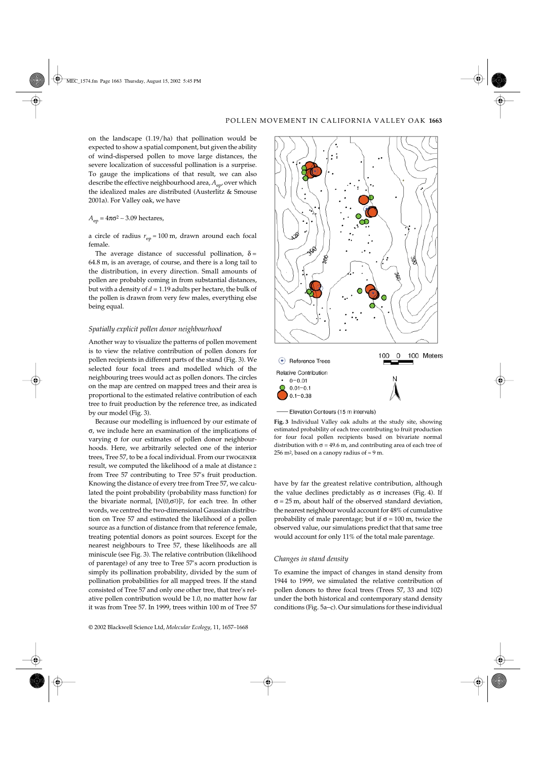on the landscape (1.19/ha) that pollination would be expected to show a spatial component, but given the ability of wind-dispersed pollen to move large distances, the severe localization of successful pollination is a surprise. To gauge the implications of that result, we can also describe the effective neighbourhood area, $A_{ep}$, over which the idealized males are distributed (Austerlitz & Smouse 2001a). For Valley oak, we have

$A_{ep} = 4\pi\sigma^2 \sim 3.09$ hectares,

a circle of radius $r_{ep} = 100$ m, drawn around each focal female.

The average distance of successful pollination, $\delta = 64.8$ m, is an average, of course, and there is a long tail to the distribution, in every direction. Small amounts of pollen are probably coming in from substantial distances, but with a density of $d = 1.19$ adults per hectare, the bulk of the pollen is drawn from very few males, everything else being equal.

### *Spatially explicit pollen donor neighbourhood*

Another way to visualize the patterns of pollen movement is to view the relative contribution of pollen donors for pollen recipients in different parts of the stand (Fig. 3). We selected four focal trees and modelled which of the neighbouring trees would act as pollen donors. The circles on the map are centred on mapped trees and their area is proportional to the estimated relative contribution of each tree to fruit production by the reference tree, as indicated by our model (Fig. 3).

Because our modelling is influenced by our estimate of σ, we include here an examination of the implications of varying σ for our estimates of pollen donor neighbourhoods. Here, we arbitrarily selected one of the interior trees, Tree 57, to be a focal individual. From our TWOGENER result, we computed the likelihood of a male at distance $z$ from Tree 57 contributing to Tree 57's fruit production. Knowing the distance of every tree from Tree 57, we calculated the point probability (probability mass function) for the bivariate normal, $[N(0,\sigma^2)]^2$, for each tree. In other words, we centred the two-dimensional Gaussian distribution on Tree 57 and estimated the likelihood of a pollen source as a function of distance from that reference female, treating potential donors as point sources. Except for the nearest neighbours to Tree 57, these likelihoods are all miniscule (see Fig. 3). The relative contribution (likelihood of parentage) of any tree to Tree 57's acorn production is simply its pollination probability, divided by the sum of pollination probabilities for all mapped trees. If the stand consisted of Tree 57 and only one other tree, that tree's relative pollen contribution would be 1.0, no matter how far it was from Tree 57. In 1999, trees within 100 m of Tree 57

**Fig. 3** Individual Valley oak adults at the study site, showing estimated probability of each tree contributing to fruit production for four focal pollen recipients based on bivariate normal distribution with σ = 49.6 m, and contributing area of each tree of 256 m², based on a canopy radius of ≈ 9 m.

have by far the greatest relative contribution, although the value declines predictably as σ increases (Fig. 4). If σ = 25 m, about half of the observed standard deviation, the nearest neighbour would account for 48% of cumulative probability of male parentage; but if σ = 100 m, twice the observed value, our simulations predict that that same tree would account for only 11% of the total male parentage.

### *Changes in stand density*

To examine the impact of changes in stand density from 1944 to 1999, we simulated the relative contribution of pollen donors to three focal trees (Trees 57, 33 and 102) under the both historical and contemporary stand density conditions (Fig. 5a–c). Our simulations for these individual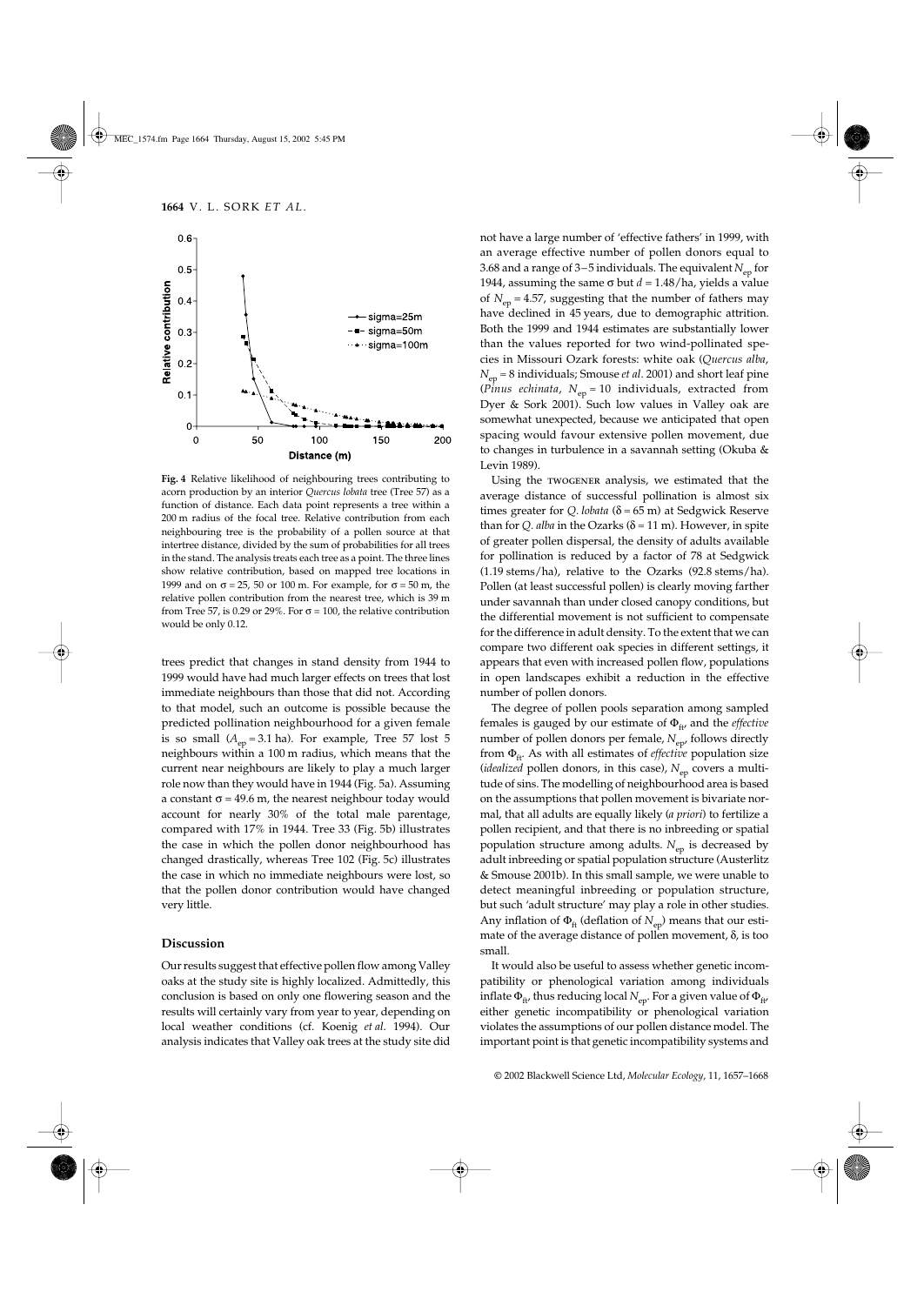**Fig. 4** Relative likelihood of neighbouring trees contributing to acorn production by an interior *Quercus lobata* tree (Tree 57) as a function of distance. Each data point represents a tree within a 200 m radius of the focal tree. Relative contribution from each neighbouring tree is the probability of a pollen source at that intertree distance, divided by the sum of probabilities for all trees in the stand. The analysis treats each tree as a point. The three lines show relative contribution, based on mapped tree locations in 1999 and on $\sigma$ = 25, 50 or 100 m. For example, for $\sigma$ = 50 m, the relative pollen contribution from the nearest tree, which is 39 m from Tree 57, is 0.29 or 29%. For $\sigma$ = 100, the relative contribution would be only 0.12.

trees predict that changes in stand density from 1944 to 1999 would have had much larger effects on trees that lost immediate neighbours than those that did not. According to that model, such an outcome is possible because the predicted pollination neighbourhood for a given female is so small ($A_{ep}$ = 3.1 ha). For example, Tree 57 lost 5 neighbours within a 100 m radius, which means that the current near neighbours are likely to play a much larger role now than they would have in 1944 (Fig. 5a). Assuming a constant $\sigma$ = 49.6 m, the nearest neighbour today would account for nearly 30% of the total male parentage, compared with 17% in 1944. Tree 33 (Fig. 5b) illustrates the case in which the pollen donor neighbourhood has changed drastically, whereas Tree 102 (Fig. 5c) illustrates the case in which no immediate neighbours were lost, so that the pollen donor contribution would have changed very little.

## Discussion

Our results suggest that effective pollen flow among Valley oaks at the study site is highly localized. Admittedly, this conclusion is based on only one flowering season and the results will certainly vary from year to year, depending on local weather conditions (cf. Koenig *et al*. 1994). Our analysis indicates that Valley oak trees at the study site did not have a large number of 'effective fathers' in 1999, with an average effective number of pollen donors equal to 3.68 and a range of 3–5 individuals. The equivalent $N_{ep}$ for 1944, assuming the same $\sigma$ but $d$ = 1.48/ha, yields a value of $N_{ep}$ = 4.57, suggesting that the number of fathers may have declined in 45 years, due to demographic attrition. Both the 1999 and 1944 estimates are substantially lower than the values reported for two wind-pollinated species in Missouri Ozark forests: white oak (*Quercus alba*, $N_{ep}$ = 8 individuals; Smouse *et al*. 2001) and short leaf pine (*Pinus echinata*, $N_{ep}$ = 10 individuals, extracted from Dyer & Sork 2001). Such low values in Valley oak are somewhat unexpected, because we anticipated that open spacing would favour extensive pollen movement, due to changes in turbulence in a savannah setting (Okuba & Levin 1989).

Using the TWOGENER analysis, we estimated that the average distance of successful pollination is almost six times greater for *Q. lobata* ($\delta$ = 65 m) at Sedgwick Reserve than for *Q. alba* in the Ozarks ($\delta$ = 11 m). However, in spite of greater pollen dispersal, the density of adults available for pollination is reduced by a factor of 78 at Sedgwick (1.19 stems/ha), relative to the Ozarks (92.8 stems/ha). Pollen (at least successful pollen) is clearly moving farther under savannah than under closed canopy conditions, but the differential movement is not sufficient to compensate for the difference in adult density. To the extent that we can compare two different oak species in different settings, it appears that even with increased pollen flow, populations in open landscapes exhibit a reduction in the effective number of pollen donors.

The degree of pollen pools separation among sampled females is gauged by our estimate of $\Phi_{ft}$, and the *effective* number of pollen donors per female, $N_{ep}$, follows directly from $\Phi_{ft}$. As with all estimates of *effective* population size (*idealized* pollen donors, in this case), $N_{ep}$ covers a multitude of sins. The modelling of neighbourhood area is based on the assumptions that pollen movement is bivariate normal, that all adults are equally likely (*a priori*) to fertilize a pollen recipient, and that there is no inbreeding or spatial population structure among adults. $N_{ep}$ is decreased by adult inbreeding or spatial population structure (Austerlitz & Smouse 2001b). In this small sample, we were unable to detect meaningful inbreeding or population structure, but such 'adult structure' may play a role in other studies. Any inflation of $\Phi_{ft}$ (deflation of $N_{ep}$) means that our estimate of the average distance of pollen movement, $\delta$, is too small.

It would also be useful to assess whether genetic incompatibility or phenological variation among individuals inflate $\Phi_{ft}$, thus reducing local $N_{ep}$. For a given value of $\Phi_{ft}$, either genetic incompatibility or phenological variation violates the assumptions of our pollen distance model. The important point is that genetic incompatibility systems and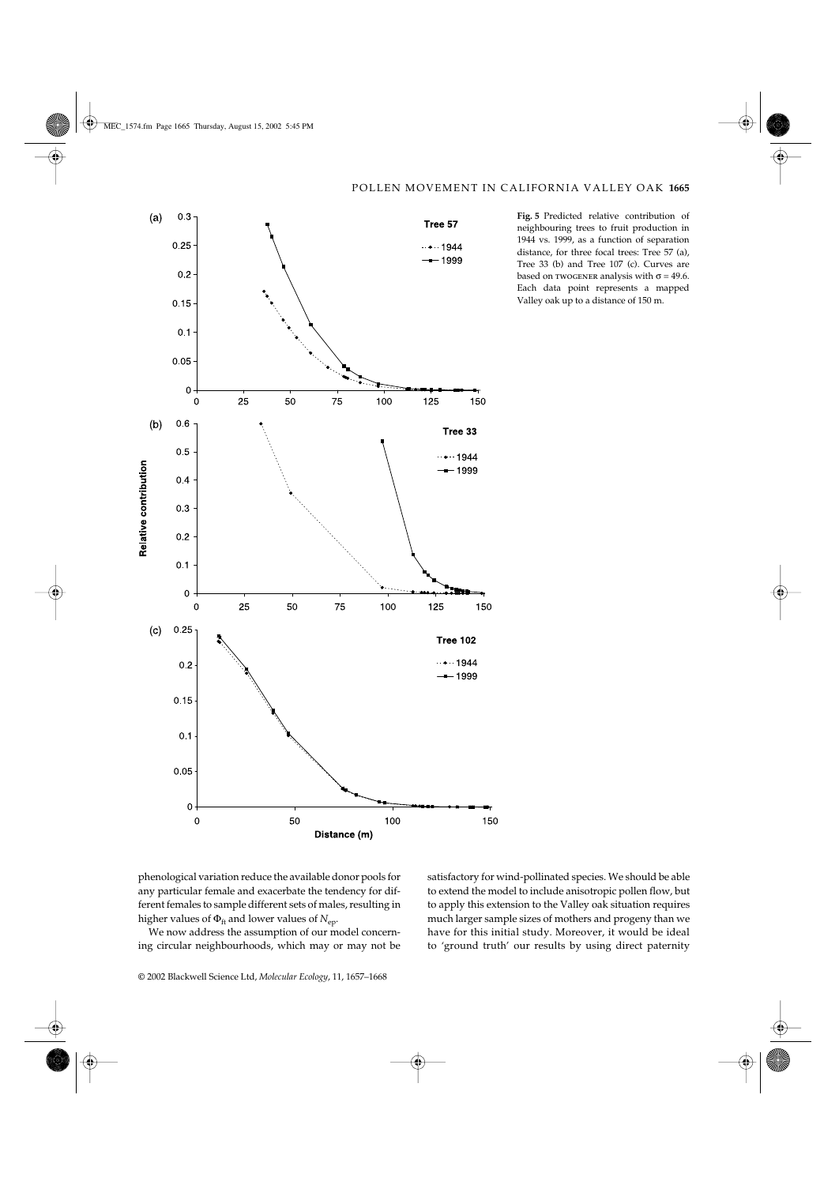**Fig. 5** Predicted relative contribution of neighbouring trees to fruit production in 1944 vs. 1999, as a function of separation distance, for three focal trees: Tree 57 (a), Tree 33 (b) and Tree 107 (c). Curves are based on TWOGENER analysis with σ = 49.6. Each data point represents a mapped Valley oak up to a distance of 150 m.

phenological variation reduce the available donor pools for any particular female and exacerbate the tendency for different females to sample different sets of males, resulting in higher values of $\Phi_{ft}$ and lower values of $N_{ep}$.

We now address the assumption of our model concerning circular neighbourhoods, which may or may not be satisfactory for wind-pollinated species. We should be able to extend the model to include anisotropic pollen flow, but to apply this extension to the Valley oak situation requires much larger sample sizes of mothers and progeny than we have for this initial study. Moreover, it would be ideal to 'ground truth' our results by using direct paternity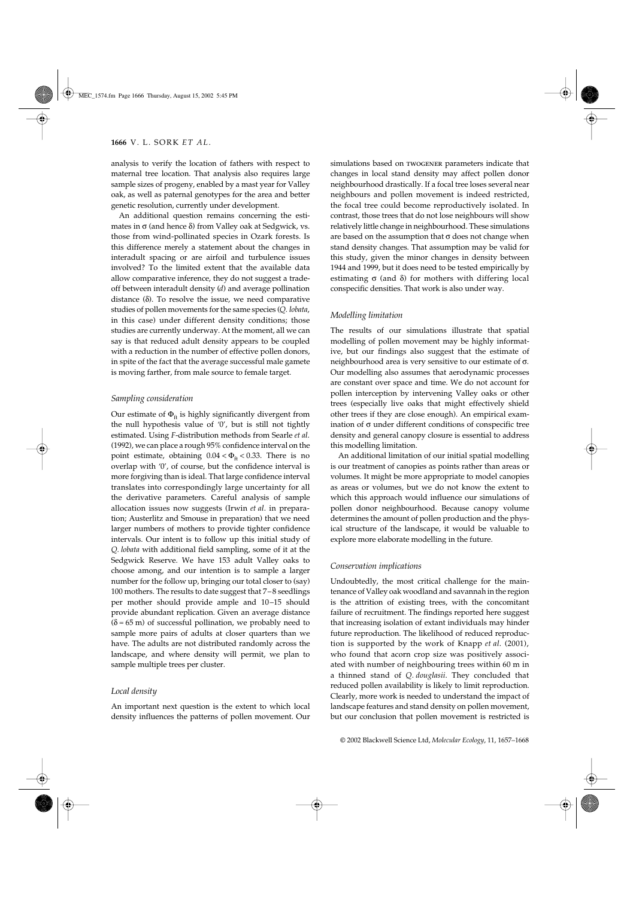analysis to verify the location of fathers with respect to maternal tree location. That analysis also requires large sample sizes of progeny, enabled by a mast year for Valley oak, as well as paternal genotypes for the area and better genetic resolution, currently under development.

An additional question remains concerning the estimates in σ (and hence δ) from Valley oak at Sedgwick, vs. those from wind-pollinated species in Ozark forests. Is this difference merely a statement about the changes in interadult spacing or are airfoil and turbulence issues involved? To the limited extent that the available data allow comparative inference, they do not suggest a trade-off between interadult density (*d*) and average pollination distance (δ). To resolve the issue, we need comparative studies of pollen movements for the same species (*Q. lobata*, in this case) under different density conditions; those studies are currently underway. At the moment, all we can say is that reduced adult density appears to be coupled with a reduction in the number of effective pollen donors, in spite of the fact that the average successful male gamete is moving farther, from male source to female target.

### *Sampling consideration*

Our estimate of $\Phi_{ft}$ is highly significantly divergent from the null hypothesis value of '0', but is still not tightly estimated. Using *F*-distribution methods from Searle *et al.* (1992), we can place a rough 95% confidence interval on the point estimate, obtaining $0.04 < \Phi_{ft} < 0.33$. There is no overlap with '0', of course, but the confidence interval is more forgiving than is ideal. That large confidence interval translates into correspondingly large uncertainty for all the derivative parameters. Careful analysis of sample allocation issues now suggests (Irwin *et al.* in preparation; Austerlitz and Smouse in preparation) that we need larger numbers of mothers to provide tighter confidence intervals. Our intent is to follow up this initial study of *Q. lobata* with additional field sampling, some of it at the Sedgwick Reserve. We have 153 adult Valley oaks to choose among, and our intention is to sample a larger number for the follow up, bringing our total closer to (say) 100 mothers. The results to date suggest that 7–8 seedlings per mother should provide ample and 10–15 should provide abundant replication. Given an average distance (δ = 65 m) of successful pollination, we probably need to sample more pairs of adults at closer quarters than we have. The adults are not distributed randomly across the landscape, and where density will permit, we plan to sample multiple trees per cluster.

### *Local density*

An important next question is the extent to which local density influences the patterns of pollen movement. Our simulations based on TWOGENER parameters indicate that changes in local stand density may affect pollen donor neighbourhood drastically. If a focal tree loses several near neighbours and pollen movement is indeed restricted, the focal tree could become reproductively isolated. In contrast, those trees that do not lose neighbours will show relatively little change in neighbourhood. These simulations are based on the assumption that σ does not change when stand density changes. That assumption may be valid for this study, given the minor changes in density between 1944 and 1999, but it does need to be tested empirically by estimating σ (and δ) for mothers with differing local conspecific densities. That work is also under way.

### *Modelling limitation*

The results of our simulations illustrate that spatial modelling of pollen movement may be highly informative, but our findings also suggest that the estimate of neighbourhood area is very sensitive to our estimate of σ. Our modelling also assumes that aerodynamic processes are constant over space and time. We do not account for pollen interception by intervening Valley oaks or other trees (especially live oaks that might effectively shield other trees if they are close enough). An empirical examination of σ under different conditions of conspecific tree density and general canopy closure is essential to address this modelling limitation.

An additional limitation of our initial spatial modelling is our treatment of canopies as points rather than areas or volumes. It might be more appropriate to model canopies as areas or volumes, but we do not know the extent to which this approach would influence our simulations of pollen donor neighbourhood. Because canopy volume determines the amount of pollen production and the physical structure of the landscape, it would be valuable to explore more elaborate modelling in the future.

### *Conservation implications*

Undoubtedly, the most critical challenge for the maintenance of Valley oak woodland and savannah in the region is the attrition of existing trees, with the concomitant failure of recruitment. The findings reported here suggest that increasing isolation of extant individuals may hinder future reproduction. The likelihood of reduced reproduction is supported by the work of Knapp *et al.* (2001), who found that acorn crop size was positively associated with number of neighbouring trees within 60 m in a thinned stand of *Q. douglasii*. They concluded that reduced pollen availability is likely to limit reproduction. Clearly, more work is needed to understand the impact of landscape features and stand density on pollen movement, but our conclusion that pollen movement is restricted is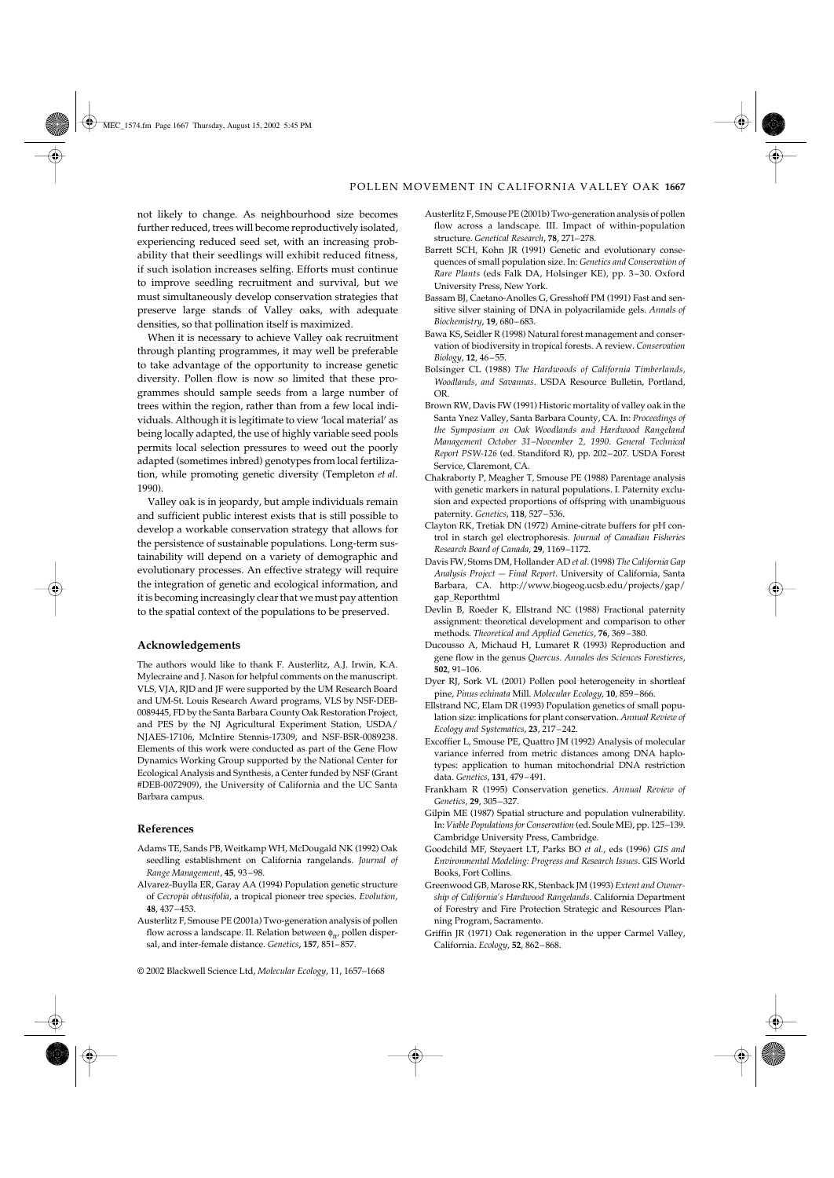not likely to change. As neighbourhood size becomes further reduced, trees will become reproductively isolated, experiencing reduced seed set, with an increasing probability that their seedlings will exhibit reduced fitness, if such isolation increases selfing. Efforts must continue to improve seedling recruitment and survival, but we must simultaneously develop conservation strategies that preserve large stands of Valley oaks, with adequate densities, so that pollination itself is maximized.

When it is necessary to achieve Valley oak recruitment through planting programmes, it may well be preferable to take advantage of the opportunity to increase genetic diversity. Pollen flow is now so limited that these programmes should sample seeds from a large number of trees within the region, rather than from a few local individuals. Although it is legitimate to view 'local material' as being locally adapted, the use of highly variable seed pools permits local selection pressures to weed out the poorly adapted (sometimes inbred) genotypes from local fertilization, while promoting genetic diversity (Templeton *et al*. 1990).

Valley oak is in jeopardy, but ample individuals remain and sufficient public interest exists that is still possible to develop a workable conservation strategy that allows for the persistence of sustainable populations. Long-term sustainability will depend on a variety of demographic and evolutionary processes. An effective strategy will require the integration of genetic and ecological information, and it is becoming increasingly clear that we must pay attention to the spatial context of the populations to be preserved.

## Acknowledgements

The authors would like to thank F. Austerlitz, A.J. Irwin, K.A. Mylecraine and J. Nason for helpful comments on the manuscript. VLS, VJA, RJD and JF were supported by the UM Research Board and UM-St. Louis Research Award programs, VLS by NSF-DEB-0089445, FD by the Santa Barbara County Oak Restoration Project, and PES by the NJ Agricultural Experiment Station, USDA/NJAES-17106, McIntire Stennis-17309, and NSF-BSR-0089238. Elements of this work were conducted as part of the Gene Flow Dynamics Working Group supported by the National Center for Ecological Analysis and Synthesis, a Center funded by NSF (Grant #DEB-0072909), the University of California and the UC Santa Barbara campus.

## References

Adams TE, Sands PB, Weitkamp WH, McDougald NK (1992) Oak seedling establishment on California rangelands. *Journal of Range Management*, **45**, 93–98.

Alvarez-Buylla ER, Garay AA (1994) Population genetic structure of *Cecropia obtusifolia*, a tropical pioneer tree species. *Evolution*, **48**, 437–453.

Austerlitz F, Smouse PE (2001a) Two-generation analysis of pollen flow across a landscape. II. Relation between $\phi_{ft}$, pollen dispersal, and inter-female distance. *Genetics*, **157**, 851–857.

Austerlitz F, Smouse PE (2001b) Two-generation analysis of pollen flow across a landscape. III. Impact of within-population structure. *Genetical Research*, **78**, 271–278.

Barrett SCH, Kohn JR (1991) Genetic and evolutionary consequences of small population size. In: *Genetics and Conservation of Rare Plants* (eds Falk DA, Holsinger KE), pp. 3–30. Oxford University Press, New York.

Bassam BJ, Caetano-Anolles G, Gresshoff PM (1991) Fast and sensitive silver staining of DNA in polyacrilamide gels. *Annals of Biochemistry*, **19**, 680–683.

Bawa KS, Seidler R (1998) Natural forest management and conservation of biodiversity in tropical forests. A review. *Conservation Biology*, **12**, 46–55.

Bolsinger CL (1988) *The Hardwoods of California Timberlands, Woodlands, and Savannas*. USDA Resource Bulletin, Portland, OR.

Brown RW, Davis FW (1991) Historic mortality of valley oak in the Santa Ynez Valley, Santa Barbara County, CA. In: *Proceedings of the Symposium on Oak Woodlands and Hardwood Rangeland Management October 31–November 2, 1990. General Technical Report PSW-126* (ed. Standiford R), pp. 202–207. USDA Forest Service, Claremont, CA.

Chakraborty P, Meagher T, Smouse PE (1988) Parentage analysis with genetic markers in natural populations. I. Paternity exclusion and expected proportions of offspring with unambiguous paternity. *Genetics*, **118**, 527–536.

Clayton RK, Tretiak DN (1972) Amine-citrate buffers for pH control in starch gel electrophoresis. *Journal of Canadian Fisheries Research Board of Canada*, **29**, 1169–1172.

Davis FW, Stoms DM, Hollander AD *et al*. (1998) *The California Gap Analysis Project — Final Report*. University of California, Santa Barbara, CA. http://www.biogeog.ucsb.edu/projects/gap/gap_Reporthtml

Devlin B, Roeder K, Ellstrand NC (1988) Fractional paternity assignment: theoretical development and comparison to other methods. *Theoretical and Applied Genetics*, **76**, 369–380.

Ducousso A, Michaud H, Lumaret R (1993) Reproduction and gene flow in the genus *Quercus*. *Annales des Sciences Forestieres*, **502**, 91–106.

Dyer RJ, Sork VL (2001) Pollen pool heterogeneity in shortleaf pine, *Pinus echinata* Mill. *Molecular Ecology*, **10**, 859–866.

Ellstrand NC, Elam DR (1993) Population genetics of small population size: implications for plant conservation. *Annual Review of Ecology and Systematics*, **23**, 217–242.

Excoffier L, Smouse PE, Quattro JM (1992) Analysis of molecular variance inferred from metric distances among DNA haplotypes: application to human mitochondrial DNA restriction data. *Genetics*, **131**, 479–491.

Frankham R (1995) Conservation genetics. *Annual Review of Genetics*, **29**, 305–327.

Gilpin ME (1987) Spatial structure and population vulnerability. In: *Viable Populations for Conservation* (ed. Soule ME), pp. 125–139. Cambridge University Press, Cambridge.

Goodchild MF, Steyaert LT, Parks BO *et al*., eds (1996) *GIS and Environmental Modeling: Progress and Research Issues*. GIS World Books, Fort Collins.

Greenwood GB, Marose RK, Stenback JM (1993) *Extent and Ownership of California's Hardwood Rangelands*. California Department of Forestry and Fire Protection Strategic and Resources Planning Program, Sacramento.

Griffin JR (1971) Oak regeneration in the upper Carmel Valley, California. *Ecology*, **52**, 862–868.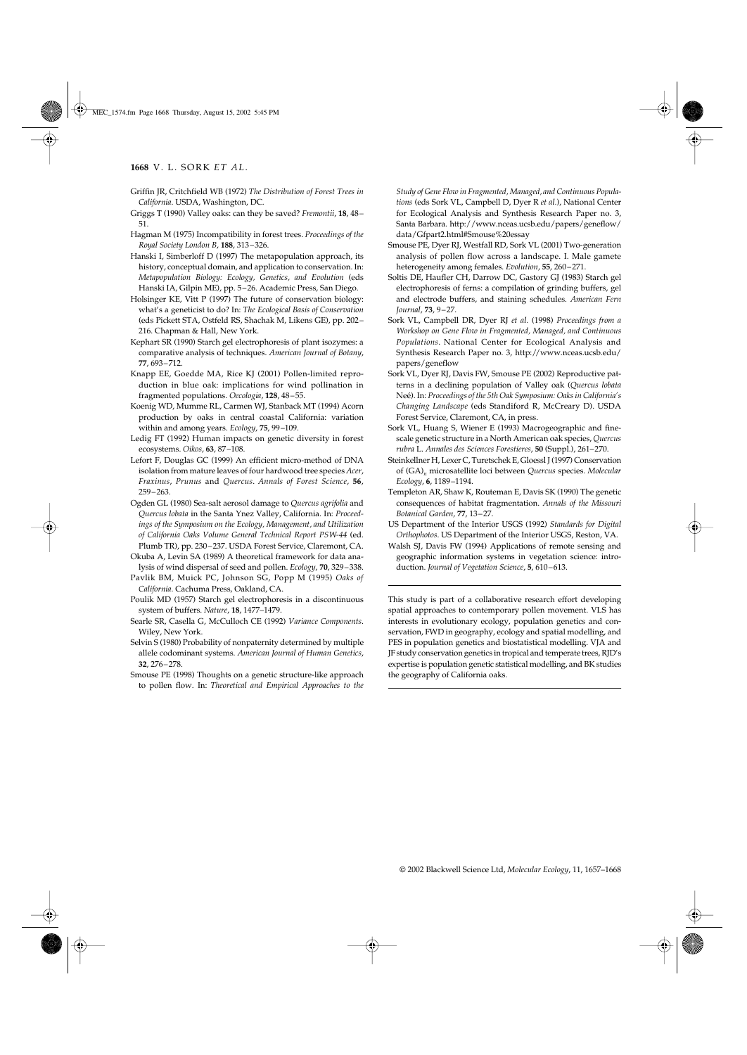Griffin JR, Critchfield WB (1972) *The Distribution of Forest Trees in California*. USDA, Washington, DC.

Griggs T (1990) Valley oaks: can they be saved? *Fremontii*, **18**, 48–51.

Hagman M (1975) Incompatibility in forest trees. *Proceedings of the Royal Society London B*, **188**, 313–326.

Hanski I, Simberloff D (1997) The metapopulation approach, its history, conceptual domain, and application to conservation. In: *Metapopulation Biology: Ecology, Genetics, and Evolution* (eds Hanski IA, Gilpin ME), pp. 5–26. Academic Press, San Diego.

Holsinger KE, Vitt P (1997) The future of conservation biology: what's a geneticist to do? In: *The Ecological Basis of Conservation* (eds Pickett STA, Ostfeld RS, Shachak M, Likens GE), pp. 202–216. Chapman & Hall, New York.

Kephart SR (1990) Starch gel electrophoresis of plant isozymes: a comparative analysis of techniques. *American Journal of Botany*, **77**, 693–712.

Knapp EE, Goedde MA, Rice KJ (2001) Pollen-limited reproduction in blue oak: implications for wind pollination in fragmented populations. *Oecologia*, **128**, 48–55.

Koenig WD, Mumme RL, Carmen WJ, Stanback MT (1994) Acorn production by oaks in central coastal California: variation within and among years. *Ecology*, **75**, 99–109.

Ledig FT (1992) Human impacts on genetic diversity in forest ecosystems. *Oikos*, **63**, 87–108.

Lefort F, Douglas GC (1999) An efficient micro-method of DNA isolation from mature leaves of four hardwood tree species *Acer*, *Fraxinus*, *Prunus* and *Quercus*. *Annals of Forest Science*, **56**, 259–263.

Ogden GL (1980) Sea-salt aerosol damage to *Quercus agrifolia* and *Quercus lobata* in the Santa Ynez Valley, California. In: *Proceedings of the Symposium on the Ecology, Management, and Utilization of California Oaks Volume General Technical Report PSW-44* (ed. Plumb TR), pp. 230–237. USDA Forest Service, Claremont, CA.

Okuba A, Levin SA (1989) A theoretical framework for data analysis of wind dispersal of seed and pollen. *Ecology*, **70**, 329–338.

Pavlik BM, Muick PC, Johnson SG, Popp M (1995) *Oaks of California*. Cachuma Press, Oakland, CA.

Poulik MD (1957) Starch gel electrophoresis in a discontinuous system of buffers. *Nature*, **18**, 1477–1479.

Searle SR, Casella G, McCulloch CE (1992) *Variance Components*. Wiley, New York.

Selvin S (1980) Probability of nonpaternity determined by multiple allele codominant systems. *American Journal of Human Genetics*, **32**, 276–278.

Smouse PE (1998) Thoughts on a genetic structure-like approach to pollen flow. In: *Theoretical and Empirical Approaches to the Study of Gene Flow in Fragmented, Managed, and Continuous Populations* (eds Sork VL, Campbell D, Dyer R *et al.*), National Center for Ecological Analysis and Synthesis Research Paper no. 3, Santa Barbara. http://www.nceas.ucsb.edu/papers/geneflow/data/Gfpart2.html#Smouse%20essay

Smouse PE, Dyer RJ, Westfall RD, Sork VL (2001) Two-generation analysis of pollen flow across a landscape. I. Male gamete heterogeneity among females. *Evolution*, **55**, 260–271.

Soltis DE, Haufler CH, Darrow DC, Gastory GJ (1983) Starch gel electrophoresis of ferns: a compilation of grinding buffers, gel and electrode buffers, and staining schedules. *American Fern Journal*, **73**, 9–27.

Sork VL, Campbell DR, Dyer RJ *et al.* (1998) *Proceedings from a Workshop on Gene Flow in Fragmented, Managed, and Continuous Populations*. National Center for Ecological Analysis and Synthesis Research Paper no. 3, http://www.nceas.ucsb.edu/papers/geneflow

Sork VL, Dyer RJ, Davis FW, Smouse PE (2002) Reproductive patterns in a declining population of Valley oak (*Quercus lobata* Neé). In: *Proceedings of the 5th Oak Symposium: Oaks in California's Changing Landscape* (eds Standiford R, McCreary D). USDA Forest Service, Claremont, CA, in press.

Sork VL, Huang S, Wiener E (1993) Macrogeographic and fine-scale genetic structure in a North American oak species, *Quercus rubra* L. *Annales des Sciences Forestieres*, **50** (Suppl.), 261–270.

Steinkellner H, Lexer C, Turetschek E, Gloessl J (1997) Conservation of $(GA)_n$ microsatellite loci between *Quercus* species. *Molecular Ecology*, **6**, 1189–1194.

Templeton AR, Shaw K, Routeman E, Davis SK (1990) The genetic consequences of habitat fragmentation. *Annals of the Missouri Botanical Garden*, **77**, 13–27.

US Department of the Interior USGS (1992) *Standards for Digital Orthophotos*. US Department of the Interior USGS, Reston, VA.

Walsh SJ, Davis FW (1994) Applications of remote sensing and geographic information systems in vegetation science: introduction. *Journal of Vegetation Science*, **5**, 610–613.

---

This study is part of a collaborative research effort developing spatial approaches to contemporary pollen movement. VLS has interests in evolutionary ecology, population genetics and conservation, FWD in geography, ecology and spatial modelling, and PES in population genetics and biostatistical modelling. VJA and JF study conservation genetics in tropical and temperate trees, RJD's expertise is population genetic statistical modelling, and BK studies the geography of California oaks.

---